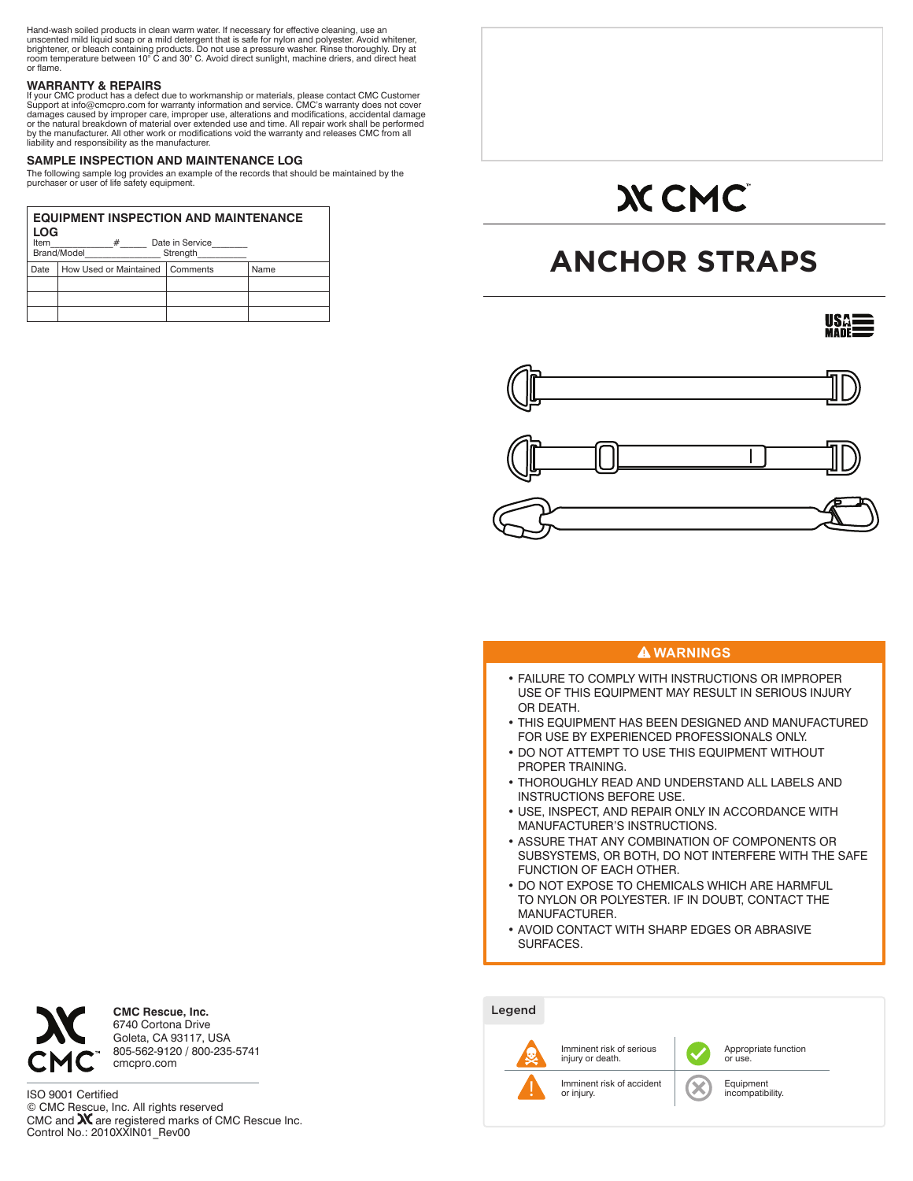Hand-wash soiled products in clean warm water. If necessary for effective cleaning, use an unscented mild liquid soap or a mild detergent that is safe for nylon and polyester. Avoid whitener, brightener, or bleach containing products. Do not use a pressure washer. Rinse thoroughly. Dry at room temperature between 10° C and 30° C. Avoid direct sunlight, machine driers, and direct heat or flame.

## WARRANTY & REPAIRS

If your CMC product has a defect due to workmanship or materials, please contact CMC Customer Support at info@cmcpro.com for warranty information and service. CMC's warranty does not cover damages caused by improper care, improper use, alterations and modifications, accidental damage or the natural breakdown of material over extended use and time. All repair work shall be performed by the manufacturer. All other work or modifications void the warranty and releases CMC from all liability and responsibility as the manufacturer.

## SAMPLE INSPECTION AND MAINTENANCE LOG

The following sample log provides an example of the records that should be maintained by the purchaser or user of life safety equipment.

**EQUIPMENT INSPECTION AND MAINTENANCE LOG**

Item\_\_\_\_\_\_\_\_\_\_\_\_ #\_\_\_\_\_ Date in Service\_\_\_\_\_\_\_
Brand/Model\_\_\_\_\_\_\_\_\_\_\_\_\_\_\_ Strength\_\_\_\_\_\_\_\_\_

| Date | How Used or Maintained | Comments | Name |
|---|---|---|---|
| | | | |
| | | | |
| | | | |

CMC Rescue, Inc.
6740 Cortona Drive
Goleta, CA 93117, USA
805-562-9120 / 800-235-5741
cmcpro.com

ISO 9001 Certified
© CMC Rescue, Inc. All rights reserved
CMC and are registered marks of CMC Rescue Inc.
Control No.: 2010XXIN01_Rev00

# CMC

# ANCHOR STRAPS

USA MADE

## ⚠ WARNINGS

- FAILURE TO COMPLY WITH INSTRUCTIONS OR IMPROPER USE OF THIS EQUIPMENT MAY RESULT IN SERIOUS INJURY OR DEATH.
- THIS EQUIPMENT HAS BEEN DESIGNED AND MANUFACTURED FOR USE BY EXPERIENCED PROFESSIONALS ONLY.
- DO NOT ATTEMPT TO USE THIS EQUIPMENT WITHOUT PROPER TRAINING.
- THOROUGHLY READ AND UNDERSTAND ALL LABELS AND INSTRUCTIONS BEFORE USE.
- USE, INSPECT, AND REPAIR ONLY IN ACCORDANCE WITH MANUFACTURER'S INSTRUCTIONS.
- ASSURE THAT ANY COMBINATION OF COMPONENTS OR SUBSYSTEMS, OR BOTH, DO NOT INTERFERE WITH THE SAFE FUNCTION OF EACH OTHER.
- DO NOT EXPOSE TO CHEMICALS WHICH ARE HARMFUL TO NYLON OR POLYESTER. IF IN DOUBT, CONTACT THE MANUFACTURER.
- AVOID CONTACT WITH SHARP EDGES OR ABRASIVE SURFACES.

**Legend**

| | |
|---|---|
| Imminent risk of serious injury or death. | Appropriate function or use. |
| Imminent risk of accident or injury. | Equipment incompatibility. |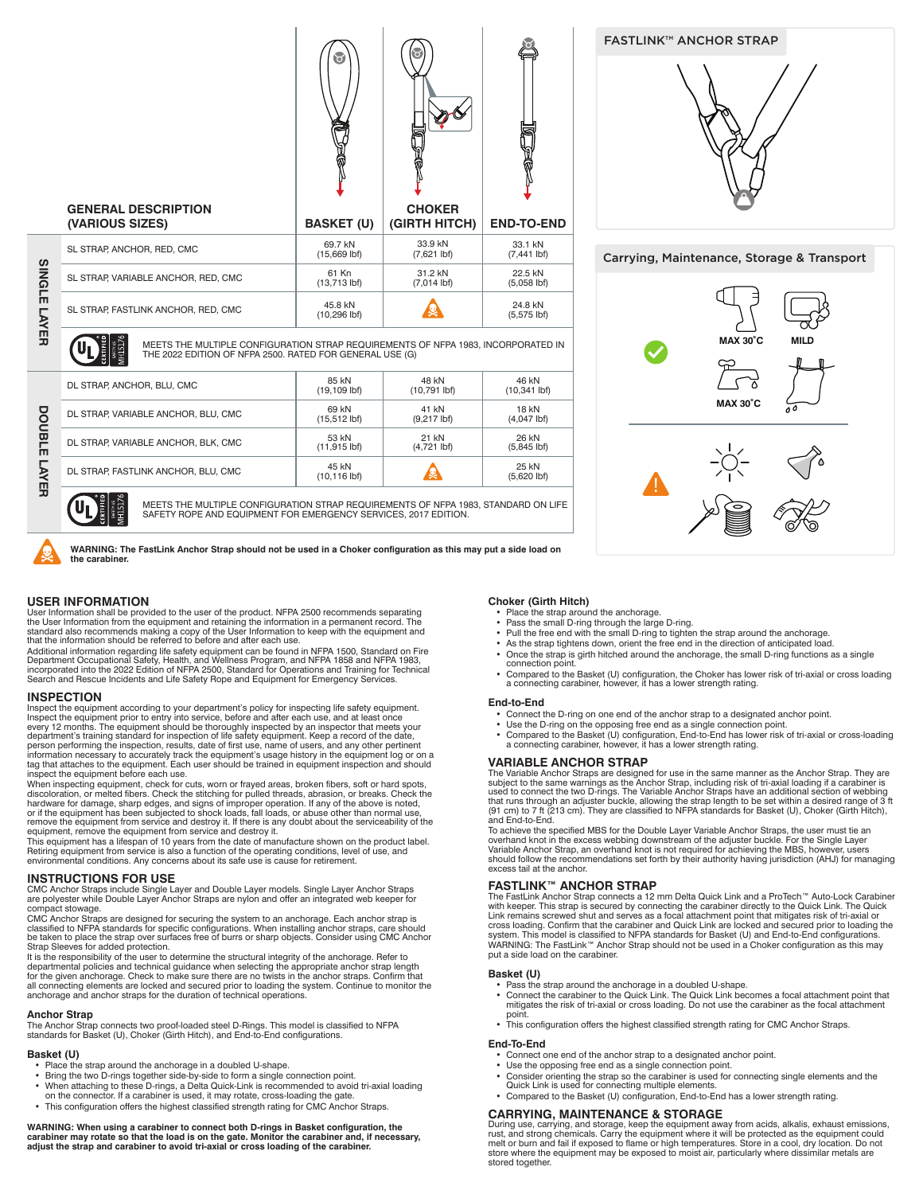| | GENERAL DESCRIPTION (VARIOUS SIZES) | BASKET (U) | CHOKER (GIRTH HITCH) | END-TO-END |
|---|---|---|---|---|
| SINGLE LAYER | SL STRAP, ANCHOR, RED, CMC | 69.7 kN (15,669 lbf) | 33.9 kN (7,621 lbf) | 33.1 kN (7,441 lbf) |
| | SL STRAP, VARIABLE ANCHOR, RED, CMC | 61 Kn (13,713 lbf) | 31.2 kN (7,014 lbf) | 22.5 kN (5,058 lbf) |
| | SL STRAP, FASTLINK ANCHOR, RED, CMC | 45.8 kN (10,296 lbf) | | 24.8 kN (5,575 lbf) |
| | MEETS THE MULTIPLE CONFIGURATION STRAP REQUIREMENTS OF NFPA 1983, INCORPORATED IN THE 2022 EDITION OF NFPA 2500. RATED FOR GENERAL USE (G) | | | |
| DOUBLE LAYER | DL STRAP, ANCHOR, BLU, CMC | 85 kN (19,109 lbf) | 48 kN (10,791 lbf) | 46 kN (10,341 lbf) |
| | DL STRAP, VARIABLE ANCHOR, BLU, CMC | 69 kN (15,512 lbf) | 41 kN (9,217 lbf) | 18 kN (4,047 lbf) |
| | DL STRAP, VARIABLE ANCHOR, BLK, CMC | 53 kN (11,915 lbf) | 21 kN (4,721 lbf) | 26 kN (5,845 lbf) |
| | DL STRAP, FASTLINK ANCHOR, BLU, CMC | 45 kN (10,116 lbf) | | 25 kN (5,620 lbf) |
| | MEETS THE MULTIPLE CONFIGURATION STRAP REQUIREMENTS OF NFPA 1983, STANDARD ON LIFE SAFETY ROPE AND EQUIPMENT FOR EMERGENCY SERVICES, 2017 EDITION. | | | |

**WARNING: The FastLink Anchor Strap should not be used in a Choker configuration as this may put a side load on the carabiner.**

FASTLINK™ ANCHOR STRAP

Carrying, Maintenance, Storage & Transport

MAX 30˚C

MILD

MAX 30˚C

## USER INFORMATION

User Information shall be provided to the user of the product. NFPA 2500 recommends separating the User Information from the equipment and retaining the information in a permanent record. The standard also recommends making a copy of the User Information to keep with the equipment and that the information should be referred to before and after each use.

Additional information regarding life safety equipment can be found in NFPA 1500, Standard on Fire Department Occupational Safety, Health, and Wellness Program, and NFPA 1858 and NFPA 1983, incorporated into the 2022 Edition of NFPA 2500, Standard for Operations and Training for Technical Search and Rescue Incidents and Life Safety Rope and Equipment for Emergency Services.

## INSPECTION

Inspect the equipment according to your department's policy for inspecting life safety equipment. Inspect the equipment prior to entry into service, before and after each use, and at least once every 12 months. The equipment should be thoroughly inspected by an inspector that meets your department's training standard for inspection of life safety equipment. Keep a record of the date, person performing the inspection, results, date of first use, name of users, and any other pertinent information necessary to accurately track the equipment's usage history in the equipment log or on a tag that attaches to the equipment. Each user should be trained in equipment inspection and should inspect the equipment before each use.

When inspecting equipment, check for cuts, worn or frayed areas, broken fibers, soft or hard spots, discoloration, or melted fibers. Check the stitching for pulled threads, abrasion, or breaks. Check the hardware for damage, sharp edges, and signs of improper operation. If any of the above is noted, or if the equipment has been subjected to shock loads, fall loads, or abuse other than normal use, remove the equipment from service and destroy it. If there is any doubt about the serviceability of the equipment, remove the equipment from service and destroy it.

This equipment has a lifespan of 10 years from the date of manufacture shown on the product label. Retiring equipment from service is also a function of the operating conditions, level of use, and environmental conditions. Any concerns about its safe use is cause for retirement.

## INSTRUCTIONS FOR USE

CMC Anchor Straps include Single Layer and Double Layer models. Single Layer Anchor Straps are polyester while Double Layer Anchor Straps are nylon and offer an integrated web keeper for compact stowage.

CMC Anchor Straps are designed for securing the system to an anchorage. Each anchor strap is classified to NFPA standards for specific configurations. When installing anchor straps, care should be taken to place the strap over surfaces free of burrs or sharp objects. Consider using CMC Anchor Strap Sleeves for added protection.

It is the responsibility of the user to determine the structural integrity of the anchorage. Refer to departmental policies and technical guidance when selecting the appropriate anchor strap length for the given anchorage. Check to make sure there are no twists in the anchor straps. Confirm that all connecting elements are locked and secured prior to loading the system. Continue to monitor the anchorage and anchor straps for the duration of technical operations.

### Anchor Strap

The Anchor Strap connects two proof-loaded steel D-Rings. This model is classified to NFPA standards for Basket (U), Choker (Girth Hitch), and End-to-End configurations.

### Basket (U)

- Place the strap around the anchorage in a doubled U-shape.
- Bring the two D-rings together side-by-side to form a single connection point.
- When attaching to these D-rings, a Delta Quick-Link is recommended to avoid tri-axial loading on the connector. If a carabiner is used, it may rotate, cross-loading the gate.
- This configuration offers the highest classified strength rating for CMC Anchor Straps.

**WARNING: When using a carabiner to connect both D-rings in Basket configuration, the carabiner may rotate so that the load is on the gate. Monitor the carabiner and, if necessary, adjust the strap and carabiner to avoid tri-axial or cross loading of the carabiner.**

### Choker (Girth Hitch)

- Place the strap around the anchorage.
- Pass the small D-ring through the large D-ring.
- Pull the free end with the small D-ring to tighten the strap around the anchorage.
- As the strap tightens down, orient the free end in the direction of anticipated load.
- Once the strap is girth hitched around the anchorage, the small D-ring functions as a single connection point.
- Compared to the Basket (U) configuration, the Choker has lower risk of tri-axial or cross loading a connecting carabiner, however, it has a lower strength rating.

### End-to-End

- Connect the D-ring on one end of the anchor strap to a designated anchor point.
- Use the D-ring on the opposing free end as a single connection point.
- Compared to the Basket (U) configuration, End-to-End has lower risk of tri-axial or cross-loading a connecting carabiner, however, it has a lower strength rating.

## VARIABLE ANCHOR STRAP

The Variable Anchor Straps are designed for use in the same manner as the Anchor Strap. They are subject to the same warnings as the Anchor Strap, including risk of tri-axial loading if a carabiner is used to connect the two D-rings. The Variable Anchor Straps have an additional section of webbing that runs through an adjuster buckle, allowing the strap length to be set within a desired range of 3 ft (91 cm) to 7 ft (213 cm). They are classified to NFPA standards for Basket (U), Choker (Girth Hitch), and End-to-End.

To achieve the specified MBS for the Double Layer Variable Anchor Straps, the user must tie an overhand knot in the excess webbing downstream of the adjuster buckle. For the Single Layer Variable Anchor Strap, an overhand knot is not required for achieving the MBS, however, users should follow the recommendations set forth by their authority having jurisdiction (AHJ) for managing excess tail at the anchor.

## FASTLINK™ ANCHOR STRAP

The FastLink Anchor Strap connects a 12 mm Delta Quick Link and a ProTech™ Auto-Lock Carabiner with keeper. This strap is secured by connecting the carabiner directly to the Quick Link. The Quick Link remains screwed shut and serves as a focal attachment point that mitigates risk of tri-axial or cross loading. Confirm that the carabiner and Quick Link are locked and secured prior to loading the system. This model is classified to NFPA standards for Basket (U) and End-to-End configurations.
WARNING: The FastLink™ Anchor Strap should not be used in a Choker configuration as this may put a side load on the carabiner.

### Basket (U)

- Pass the strap around the anchorage in a doubled U-shape.
- Connect the carabiner to the Quick Link. The Quick Link becomes a focal attachment point that mitigates the risk of tri-axial or cross loading. Do not use the carabiner as the focal attachment point.
- This configuration offers the highest classified strength rating for CMC Anchor Straps.

### End-To-End

- Connect one end of the anchor strap to a designated anchor point.
- Use the opposing free end as a single connection point.
- Consider orienting the strap so the carabiner is used for connecting single elements and the Quick Link is used for connecting multiple elements.
- Compared to the Basket (U) configuration, End-to-End has a lower strength rating.

## CARRYING, MAINTENANCE & STORAGE

During use, carrying, and storage, keep the equipment away from acids, alkalis, exhaust emissions, rust, and strong chemicals. Carry the equipment where it will be protected as the equipment could melt or burn and fail if exposed to flame or high temperatures. Store in a cool, dry location. Do not store where the equipment may be exposed to moist air, particularly where dissimilar metals are stored together.